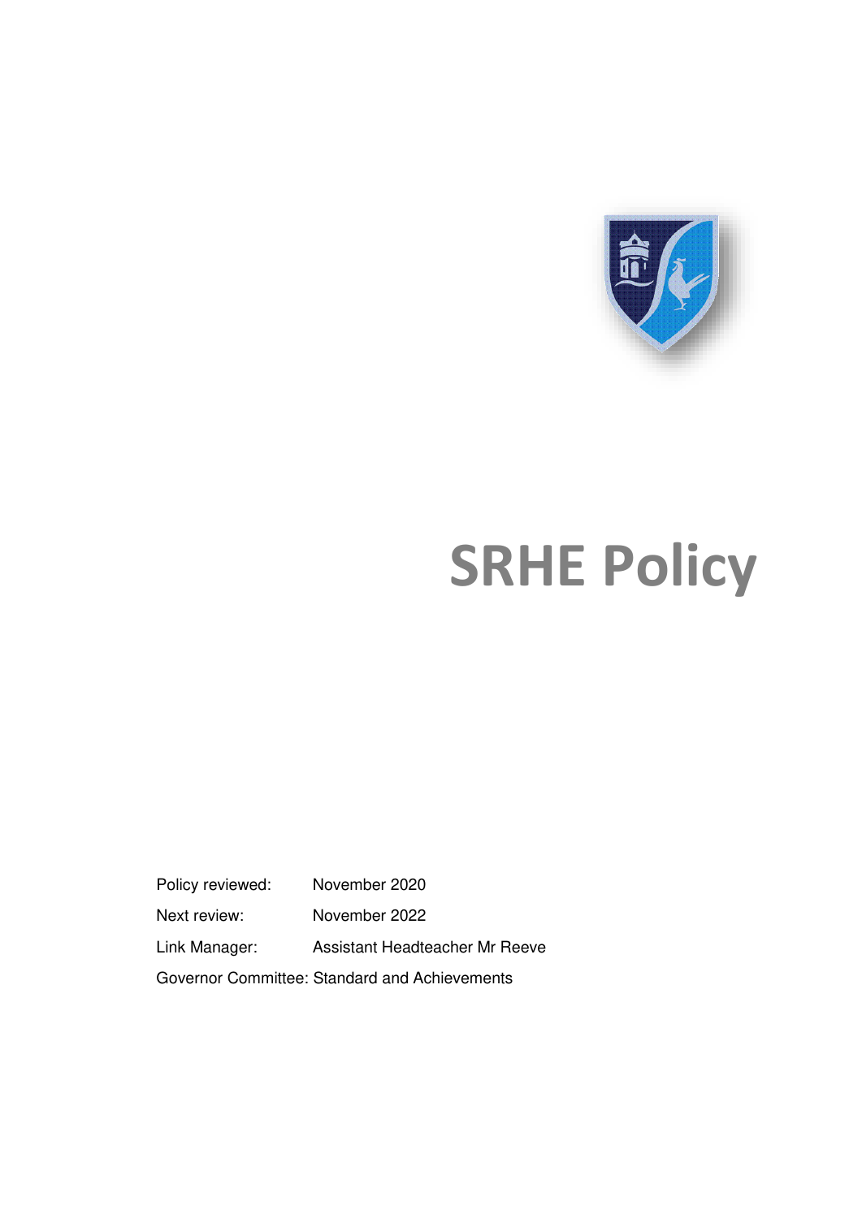# SRHE Policy

Policy reviewed: November 2020

Next review: November 2022

Link Manager: Assistant Headteacher Mr Reeve

Governor Committee: Standard and Achievements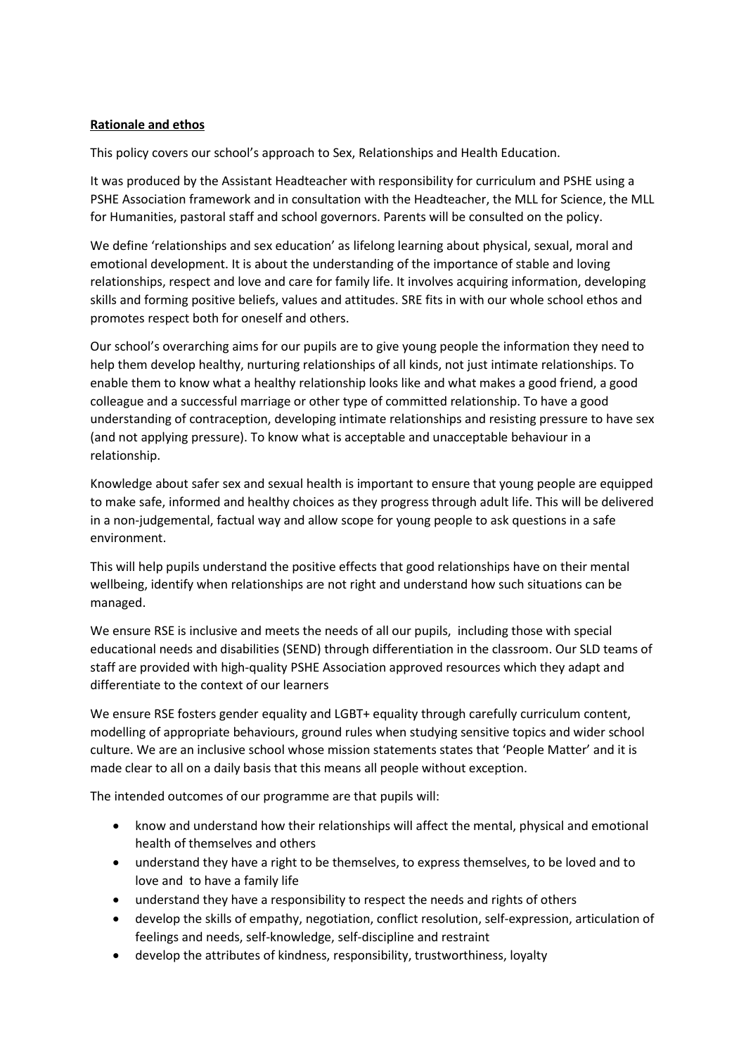**Rationale and ethos**

This policy covers our school's approach to Sex, Relationships and Health Education.

It was produced by the Assistant Headteacher with responsibility for curriculum and PSHE using a PSHE Association framework and in consultation with the Headteacher, the MLL for Science, the MLL for Humanities, pastoral staff and school governors. Parents will be consulted on the policy.

We define 'relationships and sex education' as lifelong learning about physical, sexual, moral and emotional development. It is about the understanding of the importance of stable and loving relationships, respect and love and care for family life. It involves acquiring information, developing skills and forming positive beliefs, values and attitudes. SRE fits in with our whole school ethos and promotes respect both for oneself and others.

Our school's overarching aims for our pupils are to give young people the information they need to help them develop healthy, nurturing relationships of all kinds, not just intimate relationships. To enable them to know what a healthy relationship looks like and what makes a good friend, a good colleague and a successful marriage or other type of committed relationship. To have a good understanding of contraception, developing intimate relationships and resisting pressure to have sex (and not applying pressure). To know what is acceptable and unacceptable behaviour in a relationship.

Knowledge about safer sex and sexual health is important to ensure that young people are equipped to make safe, informed and healthy choices as they progress through adult life. This will be delivered in a non-judgemental, factual way and allow scope for young people to ask questions in a safe environment.

This will help pupils understand the positive effects that good relationships have on their mental wellbeing, identify when relationships are not right and understand how such situations can be managed.

We ensure RSE is inclusive and meets the needs of all our pupils, including those with special educational needs and disabilities (SEND) through differentiation in the classroom. Our SLD teams of staff are provided with high-quality PSHE Association approved resources which they adapt and differentiate to the context of our learners

We ensure RSE fosters gender equality and LGBT+ equality through carefully curriculum content, modelling of appropriate behaviours, ground rules when studying sensitive topics and wider school culture. We are an inclusive school whose mission statements states that 'People Matter' and it is made clear to all on a daily basis that this means all people without exception.

The intended outcomes of our programme are that pupils will:

- know and understand how their relationships will affect the mental, physical and emotional health of themselves and others
- understand they have a right to be themselves, to express themselves, to be loved and to love and to have a family life
- understand they have a responsibility to respect the needs and rights of others
- develop the skills of empathy, negotiation, conflict resolution, self-expression, articulation of feelings and needs, self-knowledge, self-discipline and restraint
- develop the attributes of kindness, responsibility, trustworthiness, loyalty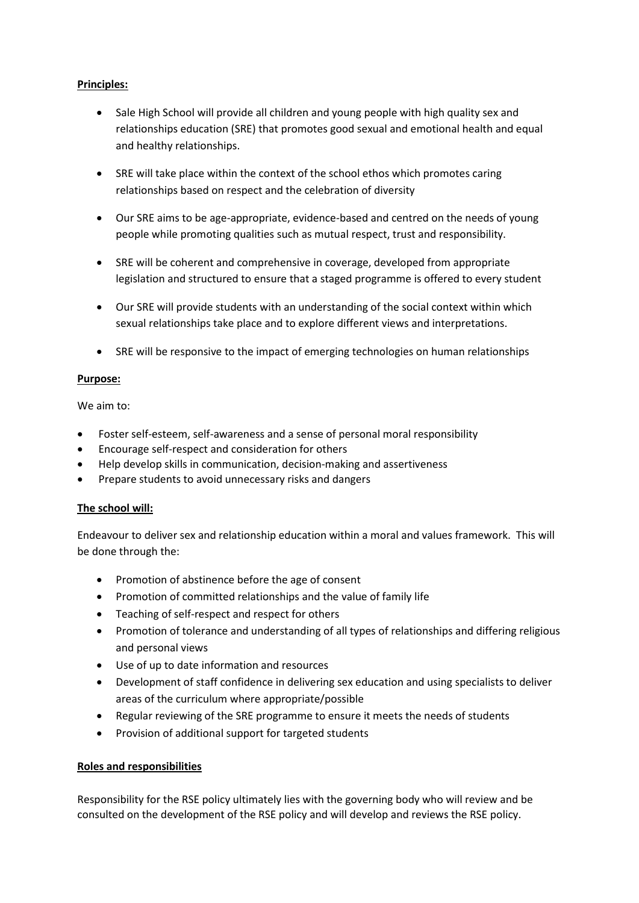**Principles:**

- Sale High School will provide all children and young people with high quality sex and relationships education (SRE) that promotes good sexual and emotional health and equal and healthy relationships.
- SRE will take place within the context of the school ethos which promotes caring relationships based on respect and the celebration of diversity
- Our SRE aims to be age-appropriate, evidence-based and centred on the needs of young people while promoting qualities such as mutual respect, trust and responsibility.
- SRE will be coherent and comprehensive in coverage, developed from appropriate legislation and structured to ensure that a staged programme is offered to every student
- Our SRE will provide students with an understanding of the social context within which sexual relationships take place and to explore different views and interpretations.
- SRE will be responsive to the impact of emerging technologies on human relationships

**Purpose:**

We aim to:

- Foster self-esteem, self-awareness and a sense of personal moral responsibility
- Encourage self-respect and consideration for others
- Help develop skills in communication, decision-making and assertiveness
- Prepare students to avoid unnecessary risks and dangers

**The school will:**

Endeavour to deliver sex and relationship education within a moral and values framework. This will be done through the:

- Promotion of abstinence before the age of consent
- Promotion of committed relationships and the value of family life
- Teaching of self-respect and respect for others
- Promotion of tolerance and understanding of all types of relationships and differing religious and personal views
- Use of up to date information and resources
- Development of staff confidence in delivering sex education and using specialists to deliver areas of the curriculum where appropriate/possible
- Regular reviewing of the SRE programme to ensure it meets the needs of students
- Provision of additional support for targeted students

**Roles and responsibilities**

Responsibility for the RSE policy ultimately lies with the governing body who will review and be consulted on the development of the RSE policy and will develop and reviews the RSE policy.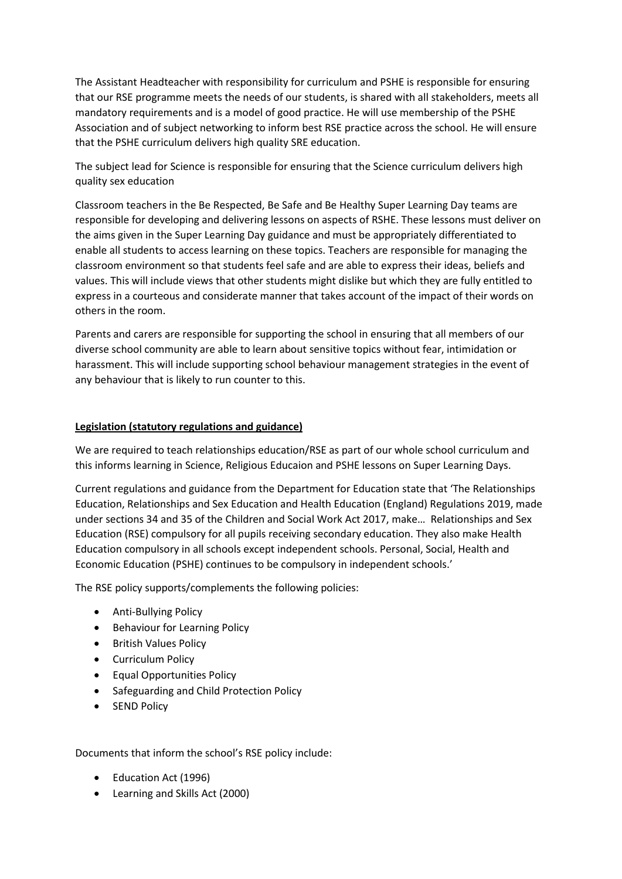The Assistant Headteacher with responsibility for curriculum and PSHE is responsible for ensuring that our RSE programme meets the needs of our students, is shared with all stakeholders, meets all mandatory requirements and is a model of good practice. He will use membership of the PSHE Association and of subject networking to inform best RSE practice across the school. He will ensure that the PSHE curriculum delivers high quality SRE education.

The subject lead for Science is responsible for ensuring that the Science curriculum delivers high quality sex education

Classroom teachers in the Be Respected, Be Safe and Be Healthy Super Learning Day teams are responsible for developing and delivering lessons on aspects of RSHE. These lessons must deliver on the aims given in the Super Learning Day guidance and must be appropriately differentiated to enable all students to access learning on these topics. Teachers are responsible for managing the classroom environment so that students feel safe and are able to express their ideas, beliefs and values. This will include views that other students might dislike but which they are fully entitled to express in a courteous and considerate manner that takes account of the impact of their words on others in the room.

Parents and carers are responsible for supporting the school in ensuring that all members of our diverse school community are able to learn about sensitive topics without fear, intimidation or harassment. This will include supporting school behaviour management strategies in the event of any behaviour that is likely to run counter to this.

**<u>Legislation (statutory regulations and guidance)</u>**

We are required to teach relationships education/RSE as part of our whole school curriculum and this informs learning in Science, Religious Educaion and PSHE lessons on Super Learning Days.

Current regulations and guidance from the Department for Education state that 'The Relationships Education, Relationships and Sex Education and Health Education (England) Regulations 2019, made under sections 34 and 35 of the Children and Social Work Act 2017, make… Relationships and Sex Education (RSE) compulsory for all pupils receiving secondary education. They also make Health Education compulsory in all schools except independent schools. Personal, Social, Health and Economic Education (PSHE) continues to be compulsory in independent schools.'

The RSE policy supports/complements the following policies:

- Anti-Bullying Policy
- Behaviour for Learning Policy
- British Values Policy
- Curriculum Policy
- Equal Opportunities Policy
- Safeguarding and Child Protection Policy
- SEND Policy

Documents that inform the school's RSE policy include:

- Education Act (1996)
- Learning and Skills Act (2000)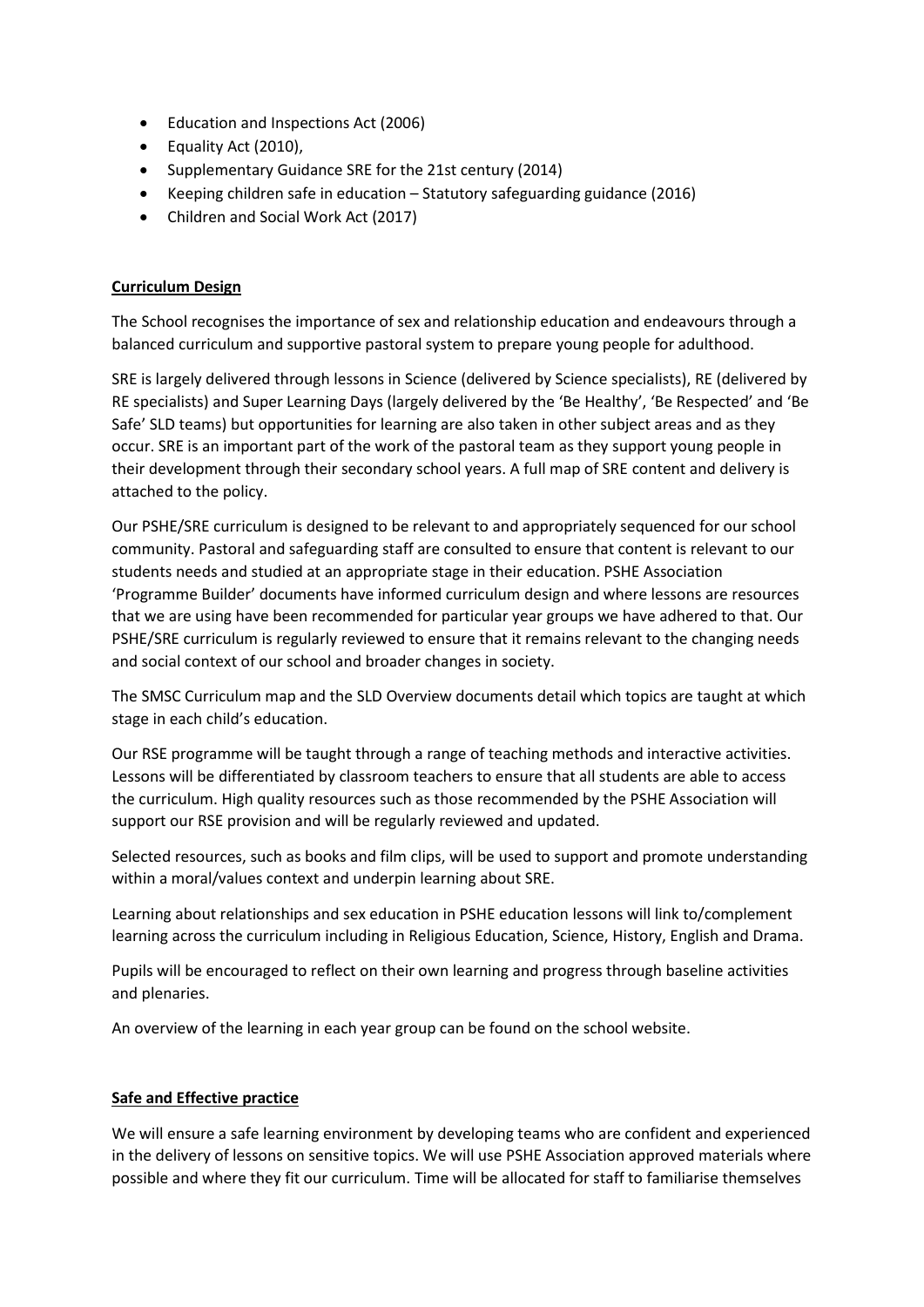- Education and Inspections Act (2006)
- Equality Act (2010),
- Supplementary Guidance SRE for the 21st century (2014)
- Keeping children safe in education – Statutory safeguarding guidance (2016)
- Children and Social Work Act (2017)

**Curriculum Design**

The School recognises the importance of sex and relationship education and endeavours through a balanced curriculum and supportive pastoral system to prepare young people for adulthood.

SRE is largely delivered through lessons in Science (delivered by Science specialists), RE (delivered by RE specialists) and Super Learning Days (largely delivered by the 'Be Healthy', 'Be Respected' and 'Be Safe' SLD teams) but opportunities for learning are also taken in other subject areas and as they occur. SRE is an important part of the work of the pastoral team as they support young people in their development through their secondary school years. A full map of SRE content and delivery is attached to the policy.

Our PSHE/SRE curriculum is designed to be relevant to and appropriately sequenced for our school community. Pastoral and safeguarding staff are consulted to ensure that content is relevant to our students needs and studied at an appropriate stage in their education. PSHE Association 'Programme Builder' documents have informed curriculum design and where lessons are resources that we are using have been recommended for particular year groups we have adhered to that. Our PSHE/SRE curriculum is regularly reviewed to ensure that it remains relevant to the changing needs and social context of our school and broader changes in society.

The SMSC Curriculum map and the SLD Overview documents detail which topics are taught at which stage in each child's education.

Our RSE programme will be taught through a range of teaching methods and interactive activities. Lessons will be differentiated by classroom teachers to ensure that all students are able to access the curriculum. High quality resources such as those recommended by the PSHE Association will support our RSE provision and will be regularly reviewed and updated.

Selected resources, such as books and film clips, will be used to support and promote understanding within a moral/values context and underpin learning about SRE.

Learning about relationships and sex education in PSHE education lessons will link to/complement learning across the curriculum including in Religious Education, Science, History, English and Drama.

Pupils will be encouraged to reflect on their own learning and progress through baseline activities and plenaries.

An overview of the learning in each year group can be found on the school website.

**Safe and Effective practice**

We will ensure a safe learning environment by developing teams who are confident and experienced in the delivery of lessons on sensitive topics. We will use PSHE Association approved materials where possible and where they fit our curriculum. Time will be allocated for staff to familiarise themselves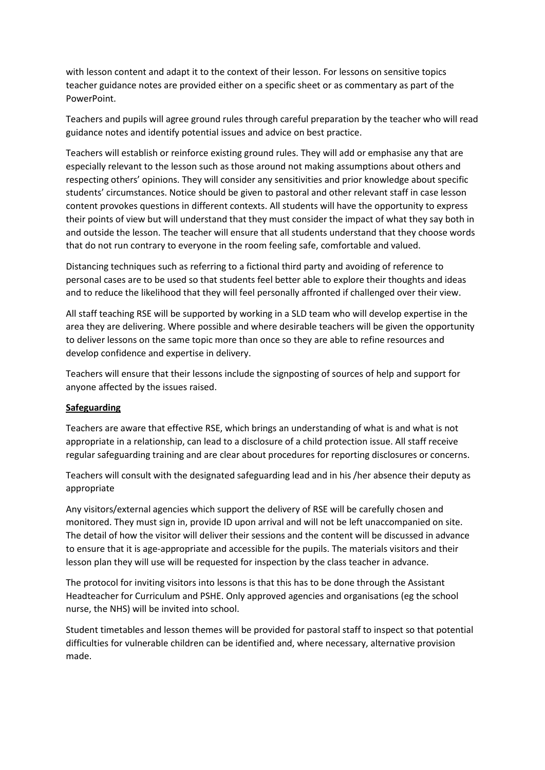with lesson content and adapt it to the context of their lesson. For lessons on sensitive topics teacher guidance notes are provided either on a specific sheet or as commentary as part of the PowerPoint.

Teachers and pupils will agree ground rules through careful preparation by the teacher who will read guidance notes and identify potential issues and advice on best practice.

Teachers will establish or reinforce existing ground rules. They will add or emphasise any that are especially relevant to the lesson such as those around not making assumptions about others and respecting others' opinions. They will consider any sensitivities and prior knowledge about specific students' circumstances. Notice should be given to pastoral and other relevant staff in case lesson content provokes questions in different contexts. All students will have the opportunity to express their points of view but will understand that they must consider the impact of what they say both in and outside the lesson. The teacher will ensure that all students understand that they choose words that do not run contrary to everyone in the room feeling safe, comfortable and valued.

Distancing techniques such as referring to a fictional third party and avoiding of reference to personal cases are to be used so that students feel better able to explore their thoughts and ideas and to reduce the likelihood that they will feel personally affronted if challenged over their view.

All staff teaching RSE will be supported by working in a SLD team who will develop expertise in the area they are delivering. Where possible and where desirable teachers will be given the opportunity to deliver lessons on the same topic more than once so they are able to refine resources and develop confidence and expertise in delivery.

Teachers will ensure that their lessons include the signposting of sources of help and support for anyone affected by the issues raised.

**Safeguarding**

Teachers are aware that effective RSE, which brings an understanding of what is and what is not appropriate in a relationship, can lead to a disclosure of a child protection issue. All staff receive regular safeguarding training and are clear about procedures for reporting disclosures or concerns.

Teachers will consult with the designated safeguarding lead and in his /her absence their deputy as appropriate

Any visitors/external agencies which support the delivery of RSE will be carefully chosen and monitored. They must sign in, provide ID upon arrival and will not be left unaccompanied on site. The detail of how the visitor will deliver their sessions and the content will be discussed in advance to ensure that it is age-appropriate and accessible for the pupils. The materials visitors and their lesson plan they will use will be requested for inspection by the class teacher in advance.

The protocol for inviting visitors into lessons is that this has to be done through the Assistant Headteacher for Curriculum and PSHE. Only approved agencies and organisations (eg the school nurse, the NHS) will be invited into school.

Student timetables and lesson themes will be provided for pastoral staff to inspect so that potential difficulties for vulnerable children can be identified and, where necessary, alternative provision made.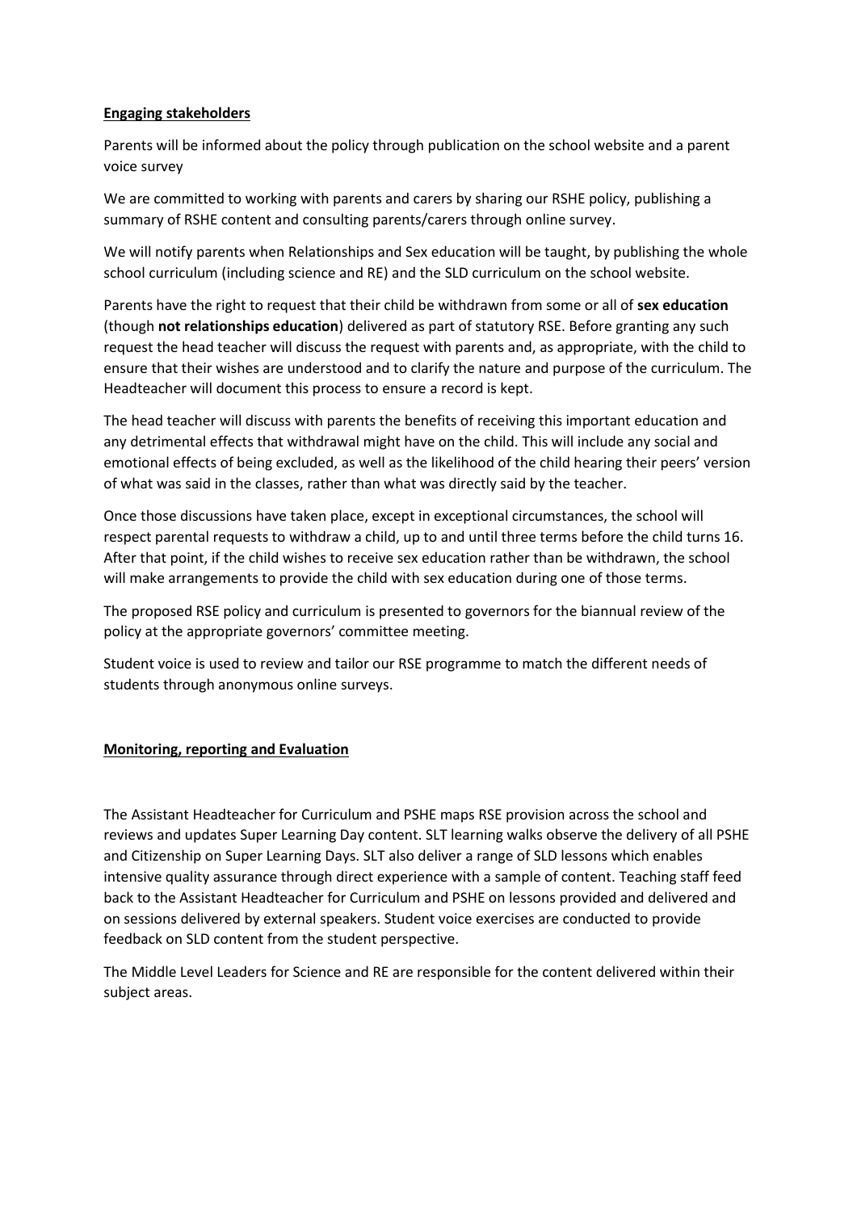## Engaging stakeholders

Parents will be informed about the policy through publication on the school website and a parent voice survey

We are committed to working with parents and carers by sharing our RSHE policy, publishing a summary of RSHE content and consulting parents/carers through online survey.

We will notify parents when Relationships and Sex education will be taught, by publishing the whole school curriculum (including science and RE) and the SLD curriculum on the school website.

Parents have the right to request that their child be withdrawn from some or all of **sex education** (though **not relationships education**) delivered as part of statutory RSE. Before granting any such request the head teacher will discuss the request with parents and, as appropriate, with the child to ensure that their wishes are understood and to clarify the nature and purpose of the curriculum. The Headteacher will document this process to ensure a record is kept.

The head teacher will discuss with parents the benefits of receiving this important education and any detrimental effects that withdrawal might have on the child. This will include any social and emotional effects of being excluded, as well as the likelihood of the child hearing their peers' version of what was said in the classes, rather than what was directly said by the teacher.

Once those discussions have taken place, except in exceptional circumstances, the school will respect parental requests to withdraw a child, up to and until three terms before the child turns 16. After that point, if the child wishes to receive sex education rather than be withdrawn, the school will make arrangements to provide the child with sex education during one of those terms.

The proposed RSE policy and curriculum is presented to governors for the biannual review of the policy at the appropriate governors' committee meeting.

Student voice is used to review and tailor our RSE programme to match the different needs of students through anonymous online surveys.

## Monitoring, reporting and Evaluation

The Assistant Headteacher for Curriculum and PSHE maps RSE provision across the school and reviews and updates Super Learning Day content. SLT learning walks observe the delivery of all PSHE and Citizenship on Super Learning Days. SLT also deliver a range of SLD lessons which enables intensive quality assurance through direct experience with a sample of content. Teaching staff feed back to the Assistant Headteacher for Curriculum and PSHE on lessons provided and delivered and on sessions delivered by external speakers. Student voice exercises are conducted to provide feedback on SLD content from the student perspective.

The Middle Level Leaders for Science and RE are responsible for the content delivered within their subject areas.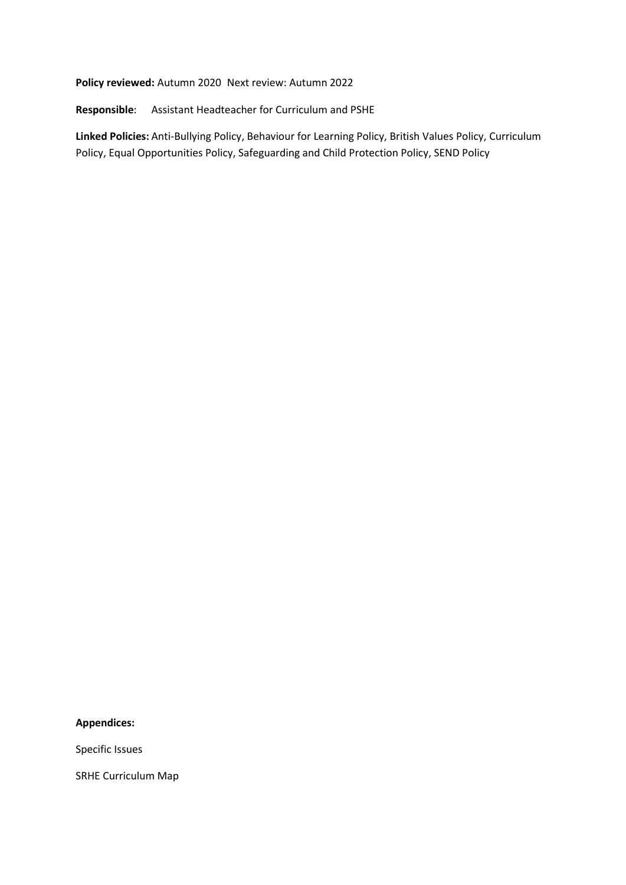**Policy reviewed:** Autumn 2020 Next review: Autumn 2022

**Responsible**: Assistant Headteacher for Curriculum and PSHE

**Linked Policies:** Anti-Bullying Policy, Behaviour for Learning Policy, British Values Policy, Curriculum Policy, Equal Opportunities Policy, Safeguarding and Child Protection Policy, SEND Policy

**Appendices:**

Specific Issues

SRHE Curriculum Map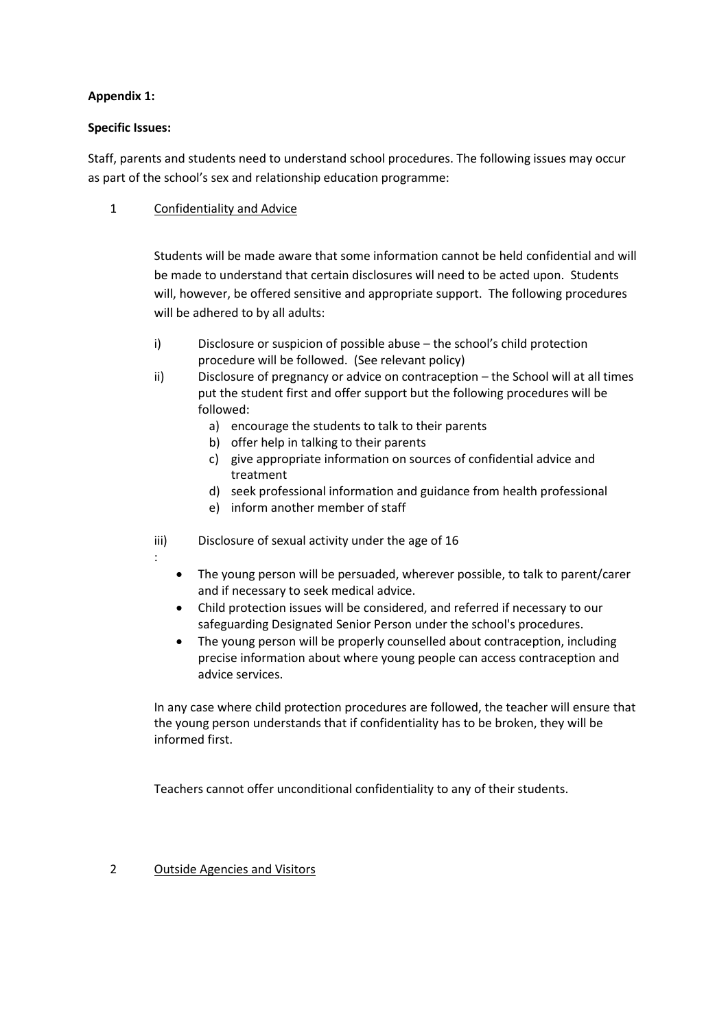**Appendix 1:**

**Specific Issues:**

Staff, parents and students need to understand school procedures. The following issues may occur as part of the school's sex and relationship education programme:

1 Confidentiality and Advice

Students will be made aware that some information cannot be held confidential and will be made to understand that certain disclosures will need to be acted upon. Students will, however, be offered sensitive and appropriate support. The following procedures will be adhered to by all adults:

i) Disclosure or suspicion of possible abuse – the school's child protection procedure will be followed. (See relevant policy)

ii) Disclosure of pregnancy or advice on contraception – the School will at all times put the student first and offer support but the following procedures will be followed:

   a) encourage the students to talk to their parents
   b) offer help in talking to their parents
   c) give appropriate information on sources of confidential advice and treatment
   d) seek professional information and guidance from health professional
   e) inform another member of staff

iii) Disclosure of sexual activity under the age of 16

:

- The young person will be persuaded, wherever possible, to talk to parent/carer and if necessary to seek medical advice.
- Child protection issues will be considered, and referred if necessary to our safeguarding Designated Senior Person under the school's procedures.
- The young person will be properly counselled about contraception, including precise information about where young people can access contraception and advice services.

In any case where child protection procedures are followed, the teacher will ensure that the young person understands that if confidentiality has to be broken, they will be informed first.

Teachers cannot offer unconditional confidentiality to any of their students.

2 Outside Agencies and Visitors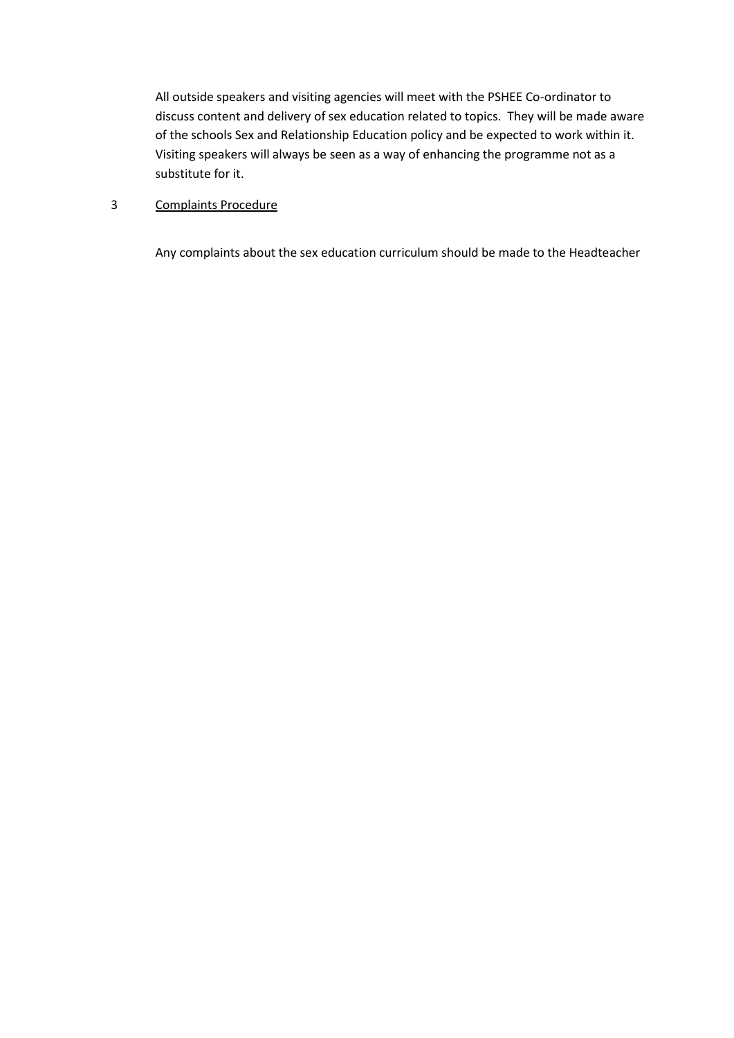All outside speakers and visiting agencies will meet with the PSHEE Co-ordinator to discuss content and delivery of sex education related to topics. They will be made aware of the schools Sex and Relationship Education policy and be expected to work within it. Visiting speakers will always be seen as a way of enhancing the programme not as a substitute for it.

## 3 <u>Complaints Procedure</u>

Any complaints about the sex education curriculum should be made to the Headteacher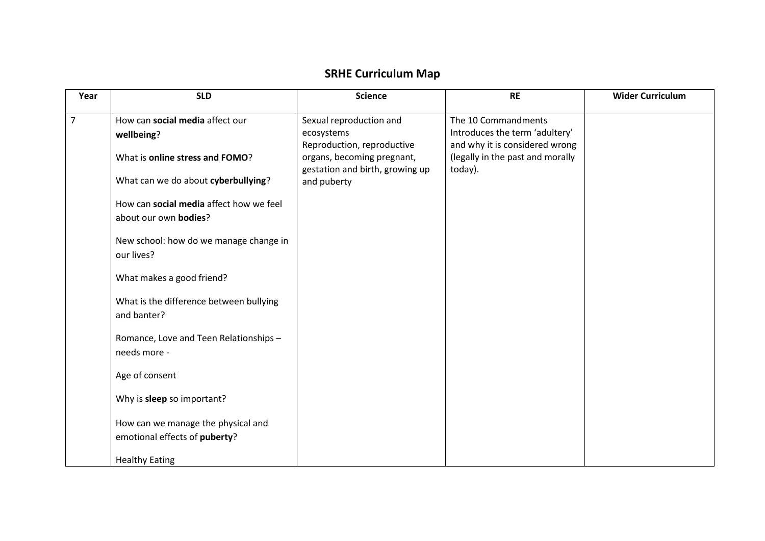# SRHE Curriculum Map

| Year | SLD | Science | RE | Wider Curriculum |
|---|---|---|---|---|
| 7 | How can **social media** affect our **wellbeing**?<br><br>What is **online stress and FOMO**?<br><br>What can we do about **cyberbullying**?<br><br>How can **social media** affect how we feel about our own **bodies**?<br><br>New school: how do we manage change in our lives?<br><br>What makes a good friend?<br><br>What is the difference between bullying and banter?<br><br>Romance, Love and Teen Relationships – needs more -<br><br>Age of consent<br><br>Why is **sleep** so important?<br><br>How can we manage the physical and emotional effects of **puberty**?<br><br>Healthy Eating | Sexual reproduction and ecosystems<br>Reproduction, reproductive organs, becoming pregnant, gestation and birth, growing up and puberty | The 10 Commandments<br>Introduces the term 'adultery' and why it is considered wrong (legally in the past and morally today). | |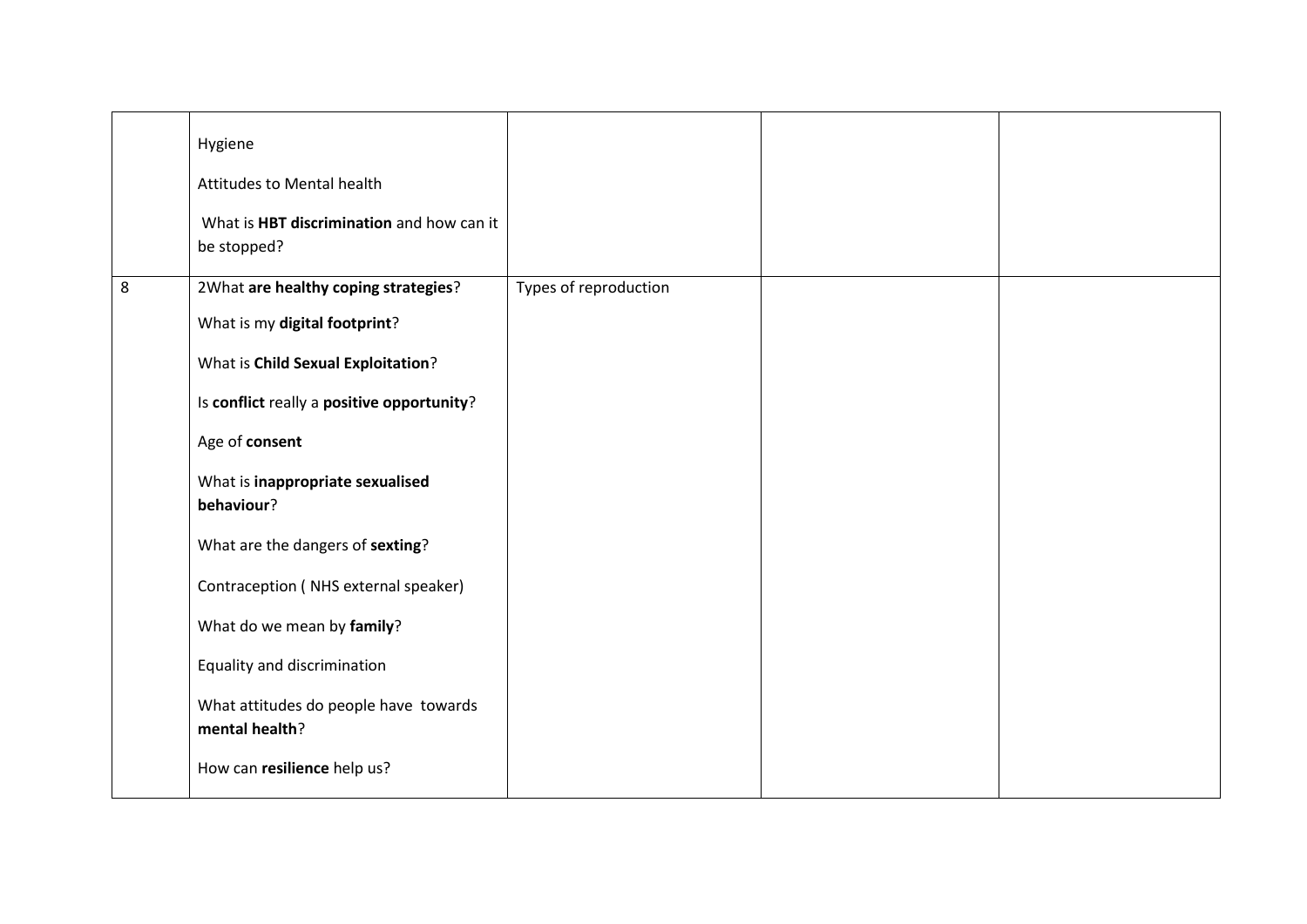| | | | | |
|---|---|---|---|---|
| | Hygiene<br><br>Attitudes to Mental health<br><br>What is **HBT discrimination** and how can it be stopped? | | | |
| 8 | 2What **are healthy coping strategies**?<br><br>What is my **digital footprint**?<br><br>What is **Child Sexual Exploitation**?<br><br>Is **conflict** really a **positive opportunity**?<br><br>Age of **consent**<br><br>What is **inappropriate sexualised behaviour**?<br><br>What are the dangers of **sexting**?<br><br>Contraception ( NHS external speaker)<br><br>What do we mean by **family**?<br><br>Equality and discrimination<br><br>What attitudes do people have towards **mental health**?<br><br>How can **resilience** help us? | Types of reproduction | | |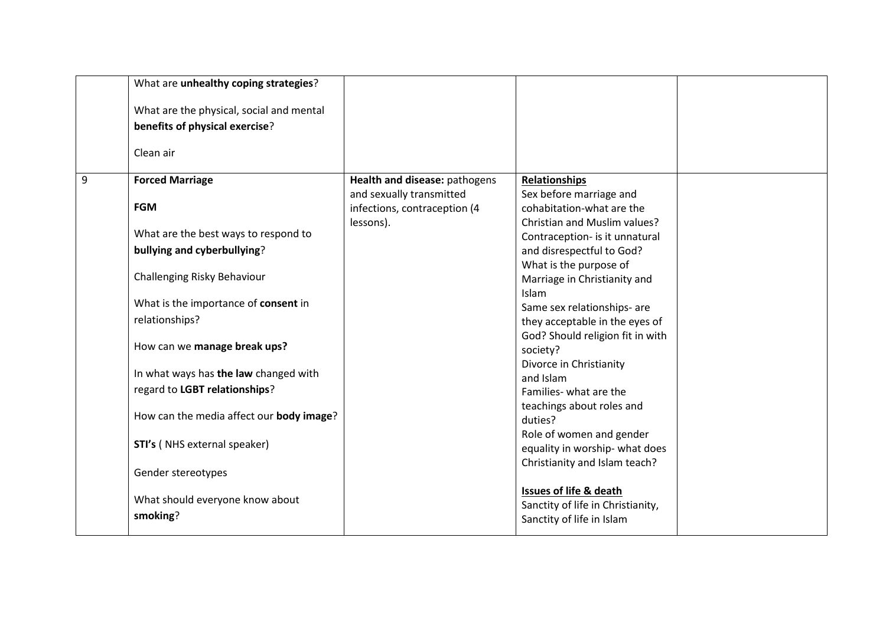| | | | | |
|---|---|---|---|---|
| | What are **unhealthy coping strategies**?<br><br>What are the physical, social and mental **benefits of physical exercise**?<br><br>Clean air | | | |
| 9 | **Forced Marriage**<br><br>**FGM**<br><br>What are the best ways to respond to **bullying and cyberbullying**?<br><br>Challenging Risky Behaviour<br><br>What is the importance of **consent** in relationships?<br><br>How can we **manage break ups?**<br><br>In what ways has **the law** changed with regard to **LGBT relationships**?<br><br>How can the media affect our **body image**?<br><br>**STI's** ( NHS external speaker)<br><br>Gender stereotypes<br><br>What should everyone know about **smoking**? | **Health and disease:** pathogens and sexually transmitted infections, contraception (4 lessons). | **Relationships**<br>Sex before marriage and cohabitation-what are the Christian and Muslim values?<br>Contraception- is it unnatural and disrespectful to God?<br>What is the purpose of Marriage in Christianity and Islam<br>Same sex relationships- are they acceptable in the eyes of God? Should religion fit in with society?<br>Divorce in Christianity and Islam<br>Families- what are the teachings about roles and duties?<br>Role of women and gender equality in worship- what does Christianity and Islam teach?<br><br>**Issues of life & death**<br>Sanctity of life in Christianity,<br>Sanctity of life in Islam | |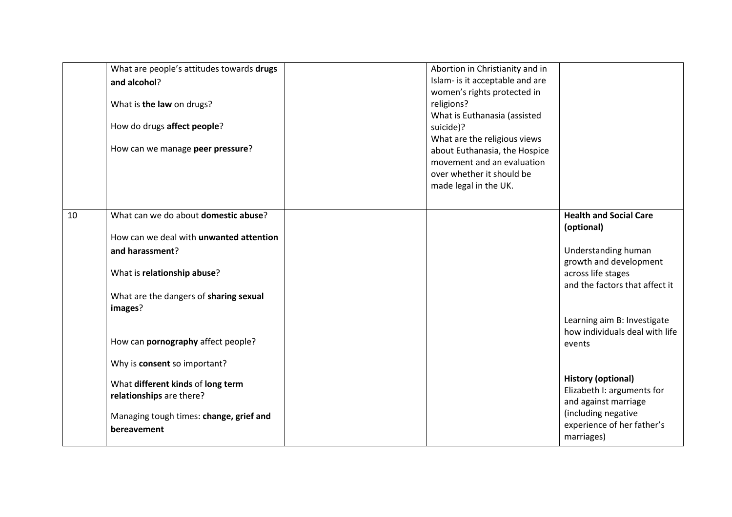| | | | | |
|---|---|---|---|---|
| | What are people's attitudes towards **drugs and alcohol**?<br><br>What is **the law** on drugs?<br><br>How do drugs **affect people**?<br><br>How can we manage **peer pressure**? | | Abortion in Christianity and in Islam- is it acceptable and are women's rights protected in religions?<br>What is Euthanasia (assisted suicide)?<br>What are the religious views about Euthanasia, the Hospice movement and an evaluation over whether it should be made legal in the UK. | |
| 10 | What can we do about **domestic abuse**?<br><br>How can we deal with **unwanted attention and harassment**?<br><br>What is **relationship abuse**?<br><br>What are the dangers of **sharing sexual images**?<br><br>How can **pornography** affect people?<br><br>Why is **consent** so important?<br><br>What **different kinds** of **long term relationships** are there?<br><br>Managing tough times: **change, grief and bereavement** | | | **Health and Social Care (optional)**<br><br>Understanding human growth and development across life stages and the factors that affect it<br><br>Learning aim B: Investigate how individuals deal with life events<br><br>**History (optional)**<br>Elizabeth I: arguments for and against marriage (including negative experience of her father's marriages) |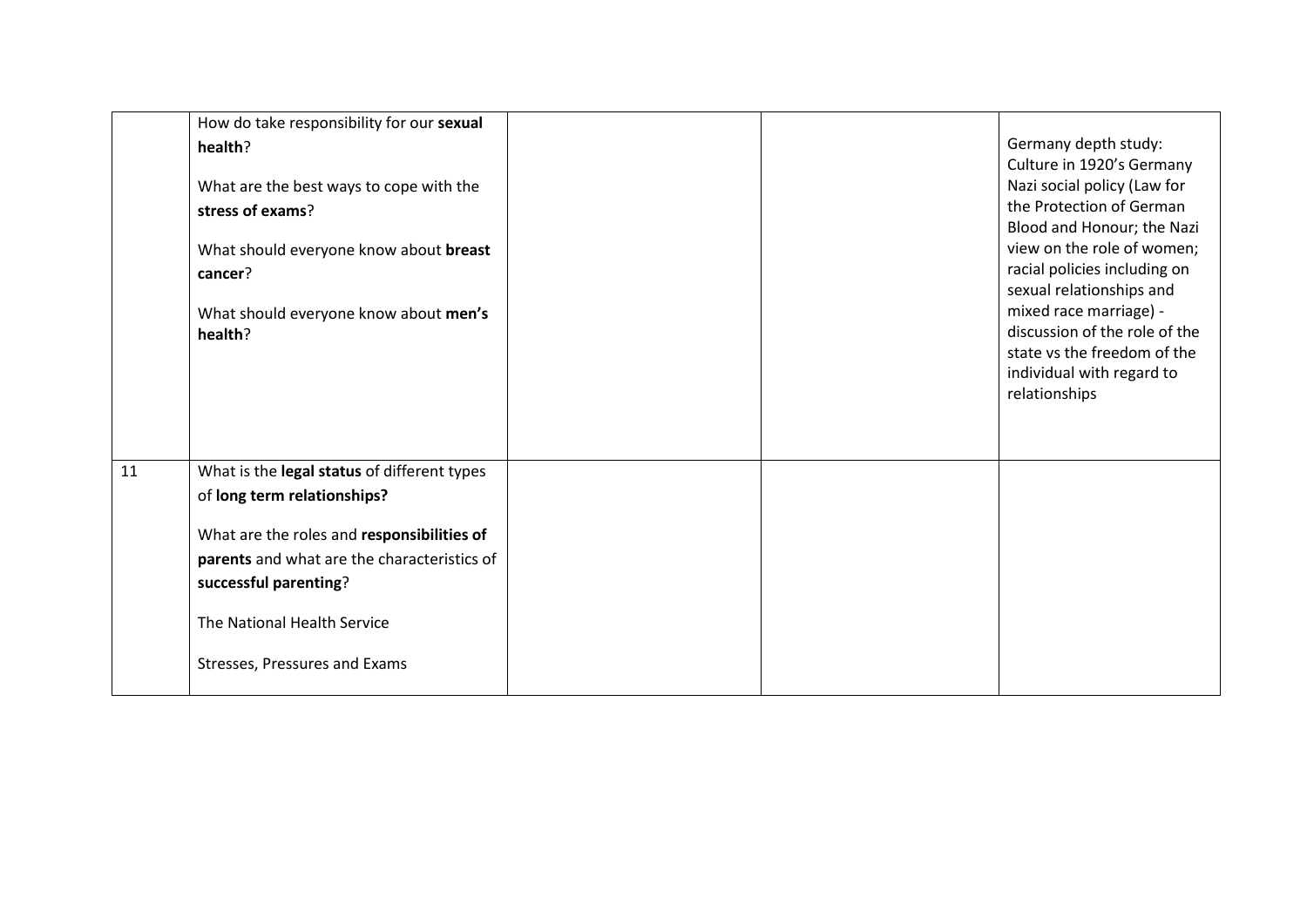| | | | | |
|---|---|---|---|---|
| | How do take responsibility for our **sexual health**?<br><br>What are the best ways to cope with the **stress of exams**?<br><br>What should everyone know about **breast cancer**?<br><br>What should everyone know about **men's health**? | | | Germany depth study: Culture in 1920's Germany Nazi social policy (Law for the Protection of German Blood and Honour; the Nazi view on the role of women; racial policies including on sexual relationships and mixed race marriage) - discussion of the role of the state vs the freedom of the individual with regard to relationships |
| 11 | What is the **legal status** of different types of **long term relationships?**<br><br>What are the roles and **responsibilities of parents** and what are the characteristics of **successful parenting**?<br><br>The National Health Service<br><br>Stresses, Pressures and Exams | | | |